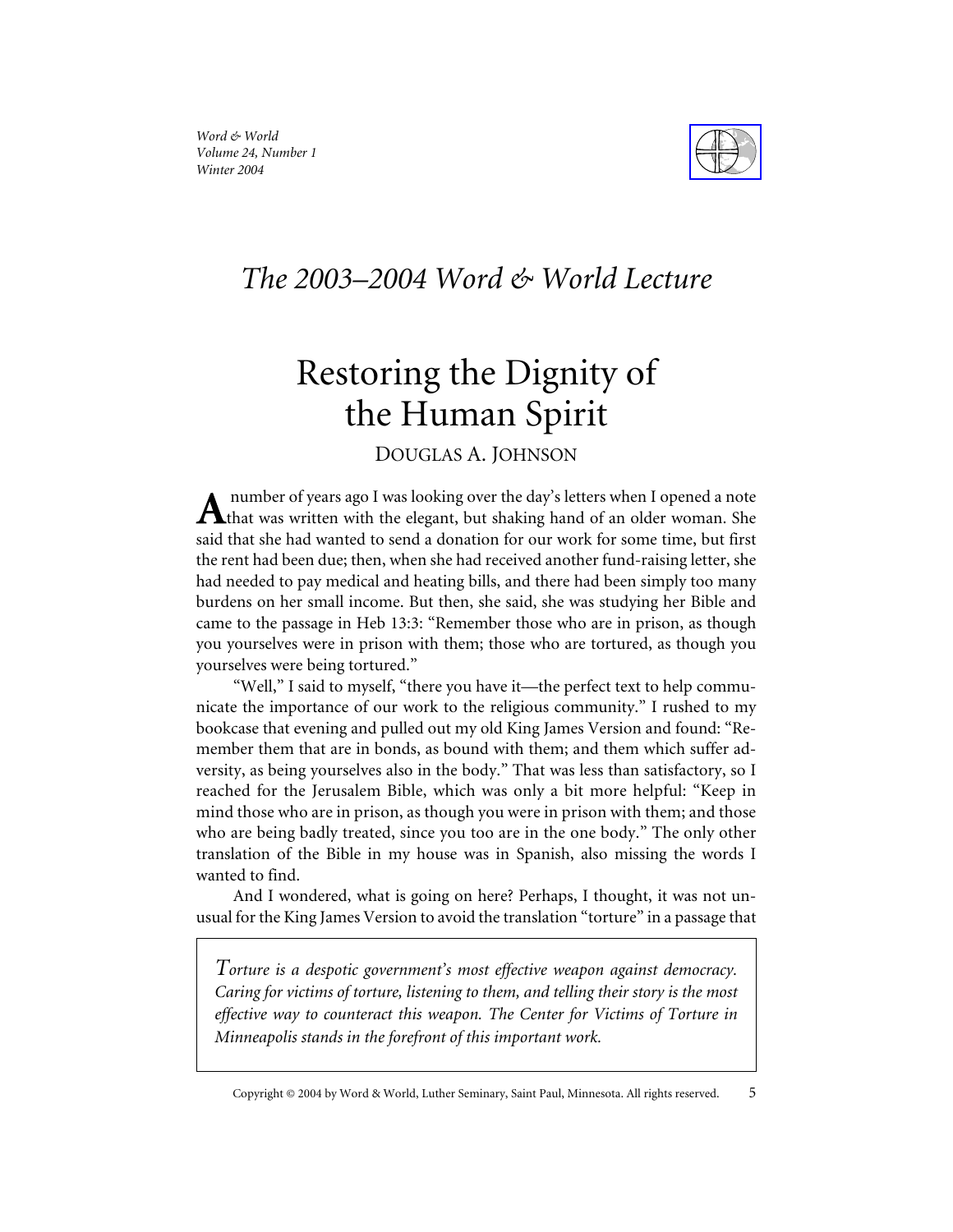*Word & World*
*Volume 24, Number 1*
*Winter 2004*

## *The 2003–2004 Word & World Lecture*

# Restoring the Dignity of the Human Spirit

DOUGLAS A. JOHNSON

A number of years ago I was looking over the day's letters when I opened a note that was written with the elegant, but shaking hand of an older woman. She said that she had wanted to send a donation for our work for some time, but first the rent had been due; then, when she had received another fund-raising letter, she had needed to pay medical and heating bills, and there had been simply too many burdens on her small income. But then, she said, she was studying her Bible and came to the passage in Heb 13:3: "Remember those who are in prison, as though you yourselves were in prison with them; those who are tortured, as though you yourselves were being tortured."

"Well," I said to myself, "there you have it—the perfect text to help communicate the importance of our work to the religious community." I rushed to my bookcase that evening and pulled out my old King James Version and found: "Remember them that are in bonds, as bound with them; and them which suffer adversity, as being yourselves also in the body." That was less than satisfactory, so I reached for the Jerusalem Bible, which was only a bit more helpful: "Keep in mind those who are in prison, as though you were in prison with them; and those who are being badly treated, since you too are in the one body." The only other translation of the Bible in my house was in Spanish, also missing the words I wanted to find.

And I wondered, what is going on here? Perhaps, I thought, it was not unusual for the King James Version to avoid the translation "torture" in a passage that

> *Torture is a despotic government's most effective weapon against democracy. Caring for victims of torture, listening to them, and telling their story is the most effective way to counteract this weapon. The Center for Victims of Torture in Minneapolis stands in the forefront of this important work.*

Copyright © 2004 by Word & World, Luther Seminary, Saint Paul, Minnesota. All rights reserved.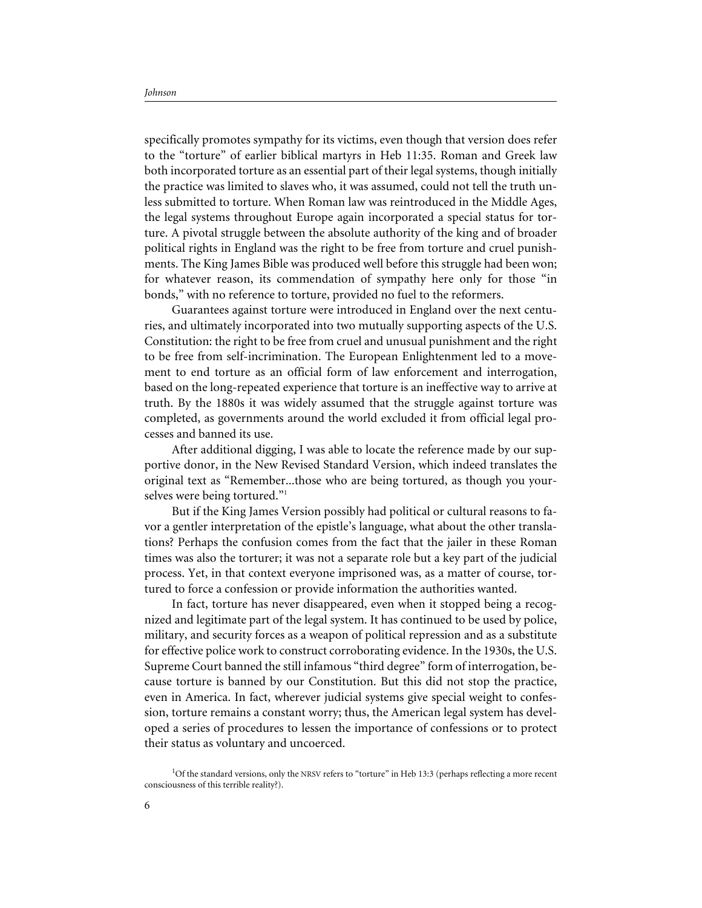specifically promotes sympathy for its victims, even though that version does refer to the "torture" of earlier biblical martyrs in Heb 11:35. Roman and Greek law both incorporated torture as an essential part of their legal systems, though initially the practice was limited to slaves who, it was assumed, could not tell the truth unless submitted to torture. When Roman law was reintroduced in the Middle Ages, the legal systems throughout Europe again incorporated a special status for torture. A pivotal struggle between the absolute authority of the king and of broader political rights in England was the right to be free from torture and cruel punishments. The King James Bible was produced well before this struggle had been won; for whatever reason, its commendation of sympathy here only for those "in bonds," with no reference to torture, provided no fuel to the reformers.

Guarantees against torture were introduced in England over the next centuries, and ultimately incorporated into two mutually supporting aspects of the U.S. Constitution: the right to be free from cruel and unusual punishment and the right to be free from self-incrimination. The European Enlightenment led to a movement to end torture as an official form of law enforcement and interrogation, based on the long-repeated experience that torture is an ineffective way to arrive at truth. By the 1880s it was widely assumed that the struggle against torture was completed, as governments around the world excluded it from official legal processes and banned its use.

After additional digging, I was able to locate the reference made by our supportive donor, in the New Revised Standard Version, which indeed translates the original text as "Remember...those who are being tortured, as though you yourselves were being tortured."[1]

But if the King James Version possibly had political or cultural reasons to favor a gentler interpretation of the epistle's language, what about the other translations? Perhaps the confusion comes from the fact that the jailer in these Roman times was also the torturer; it was not a separate role but a key part of the judicial process. Yet, in that context everyone imprisoned was, as a matter of course, tortured to force a confession or provide information the authorities wanted.

In fact, torture has never disappeared, even when it stopped being a recognized and legitimate part of the legal system. It has continued to be used by police, military, and security forces as a weapon of political repression and as a substitute for effective police work to construct corroborating evidence. In the 1930s, the U.S. Supreme Court banned the still infamous "third degree" form of interrogation, because torture is banned by our Constitution. But this did not stop the practice, even in America. In fact, wherever judicial systems give special weight to confession, torture remains a constant worry; thus, the American legal system has developed a series of procedures to lessen the importance of confessions or to protect their status as voluntary and uncoerced.

[1] Of the standard versions, only the NRSV refers to "torture" in Heb 13:3 (perhaps reflecting a more recent consciousness of this terrible reality?).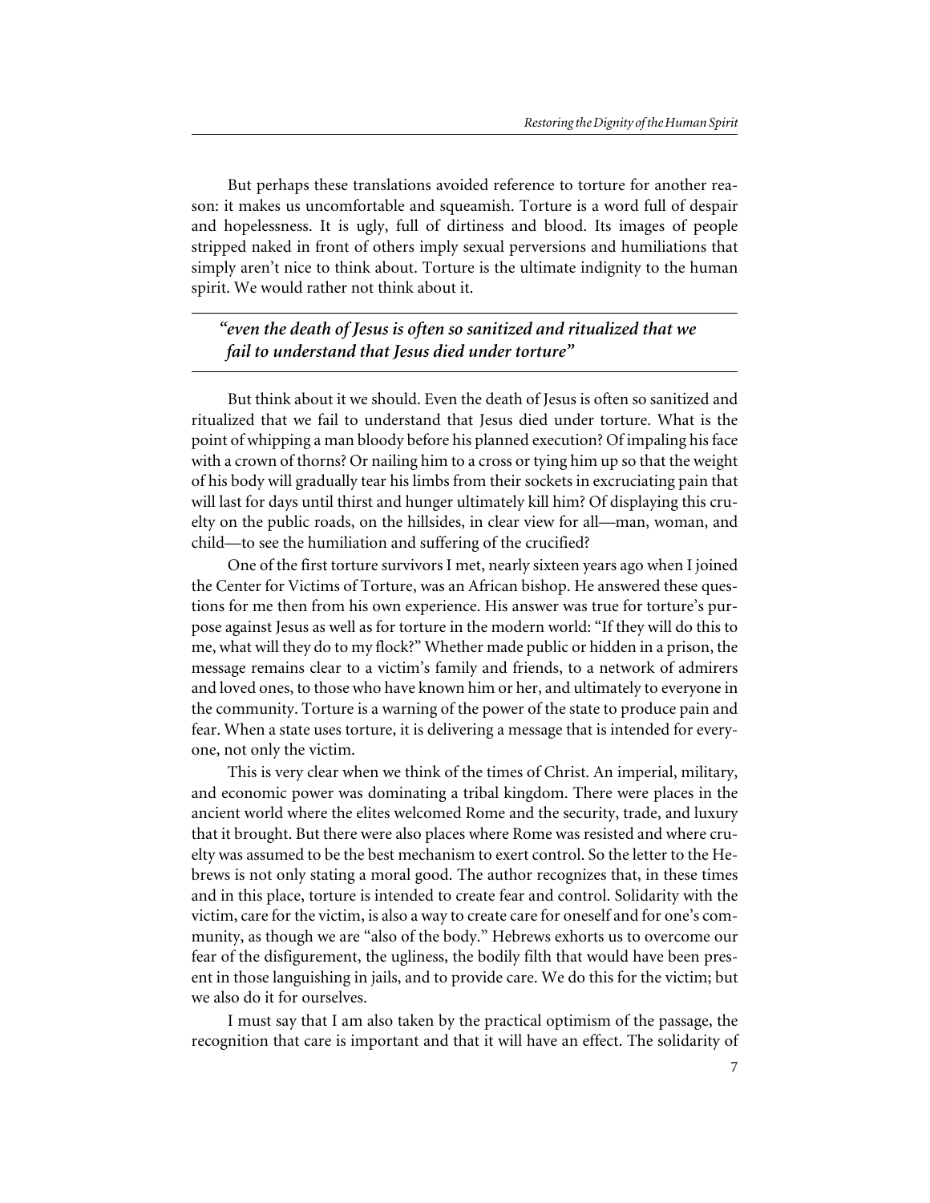But perhaps these translations avoided reference to torture for another reason: it makes us uncomfortable and squeamish. Torture is a word full of despair and hopelessness. It is ugly, full of dirtiness and blood. Its images of people stripped naked in front of others imply sexual perversions and humiliations that simply aren't nice to think about. Torture is the ultimate indignity to the human spirit. We would rather not think about it.

> ***"even the death of Jesus is often so sanitized and ritualized that we fail to understand that Jesus died under torture"***

But think about it we should. Even the death of Jesus is often so sanitized and ritualized that we fail to understand that Jesus died under torture. What is the point of whipping a man bloody before his planned execution? Of impaling his face with a crown of thorns? Or nailing him to a cross or tying him up so that the weight of his body will gradually tear his limbs from their sockets in excruciating pain that will last for days until thirst and hunger ultimately kill him? Of displaying this cruelty on the public roads, on the hillsides, in clear view for all—man, woman, and child—to see the humiliation and suffering of the crucified?

One of the first torture survivors I met, nearly sixteen years ago when I joined the Center for Victims of Torture, was an African bishop. He answered these questions for me then from his own experience. His answer was true for torture's purpose against Jesus as well as for torture in the modern world: "If they will do this to me, what will they do to my flock?" Whether made public or hidden in a prison, the message remains clear to a victim's family and friends, to a network of admirers and loved ones, to those who have known him or her, and ultimately to everyone in the community. Torture is a warning of the power of the state to produce pain and fear. When a state uses torture, it is delivering a message that is intended for everyone, not only the victim.

This is very clear when we think of the times of Christ. An imperial, military, and economic power was dominating a tribal kingdom. There were places in the ancient world where the elites welcomed Rome and the security, trade, and luxury that it brought. But there were also places where Rome was resisted and where cruelty was assumed to be the best mechanism to exert control. So the letter to the Hebrews is not only stating a moral good. The author recognizes that, in these times and in this place, torture is intended to create fear and control. Solidarity with the victim, care for the victim, is also a way to create care for oneself and for one's community, as though we are "also of the body." Hebrews exhorts us to overcome our fear of the disfigurement, the ugliness, the bodily filth that would have been present in those languishing in jails, and to provide care. We do this for the victim; but we also do it for ourselves.

I must say that I am also taken by the practical optimism of the passage, the recognition that care is important and that it will have an effect. The solidarity of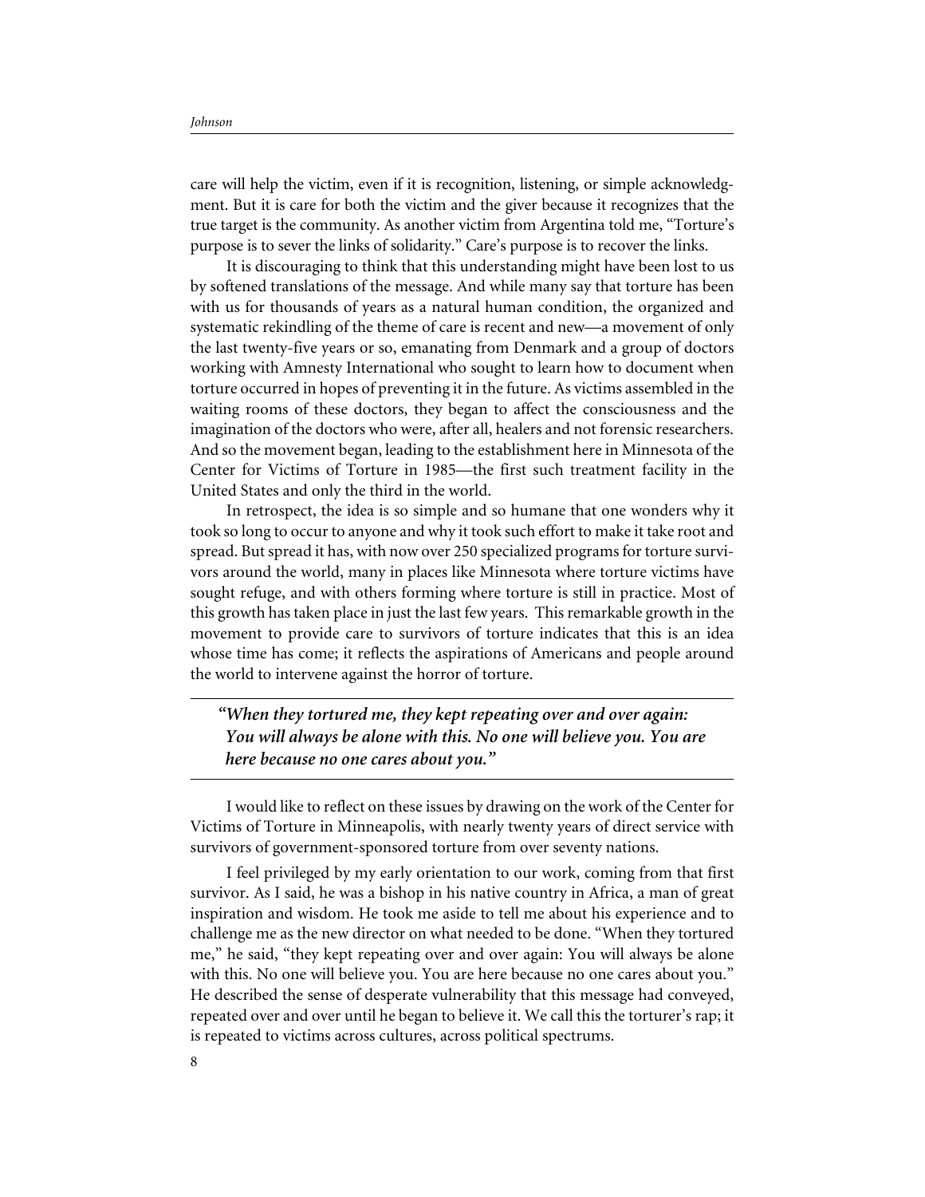care will help the victim, even if it is recognition, listening, or simple acknowledgment. But it is care for both the victim and the giver because it recognizes that the true target is the community. As another victim from Argentina told me, "Torture's purpose is to sever the links of solidarity." Care's purpose is to recover the links.

It is discouraging to think that this understanding might have been lost to us by softened translations of the message. And while many say that torture has been with us for thousands of years as a natural human condition, the organized and systematic rekindling of the theme of care is recent and new—a movement of only the last twenty-five years or so, emanating from Denmark and a group of doctors working with Amnesty International who sought to learn how to document when torture occurred in hopes of preventing it in the future. As victims assembled in the waiting rooms of these doctors, they began to affect the consciousness and the imagination of the doctors who were, after all, healers and not forensic researchers. And so the movement began, leading to the establishment here in Minnesota of the Center for Victims of Torture in 1985—the first such treatment facility in the United States and only the third in the world.

In retrospect, the idea is so simple and so humane that one wonders why it took so long to occur to anyone and why it took such effort to make it take root and spread. But spread it has, with now over 250 specialized programs for torture survivors around the world, many in places like Minnesota where torture victims have sought refuge, and with others forming where torture is still in practice. Most of this growth has taken place in just the last few years. This remarkable growth in the movement to provide care to survivors of torture indicates that this is an idea whose time has come; it reflects the aspirations of Americans and people around the world to intervene against the horror of torture.

> ***"When they tortured me, they kept repeating over and over again: You will always be alone with this. No one will believe you. You are here because no one cares about you."***

I would like to reflect on these issues by drawing on the work of the Center for Victims of Torture in Minneapolis, with nearly twenty years of direct service with survivors of government-sponsored torture from over seventy nations.

I feel privileged by my early orientation to our work, coming from that first survivor. As I said, he was a bishop in his native country in Africa, a man of great inspiration and wisdom. He took me aside to tell me about his experience and to challenge me as the new director on what needed to be done. "When they tortured me," he said, "they kept repeating over and over again: You will always be alone with this. No one will believe you. You are here because no one cares about you." He described the sense of desperate vulnerability that this message had conveyed, repeated over and over until he began to believe it. We call this the torturer's rap; it is repeated to victims across cultures, across political spectrums.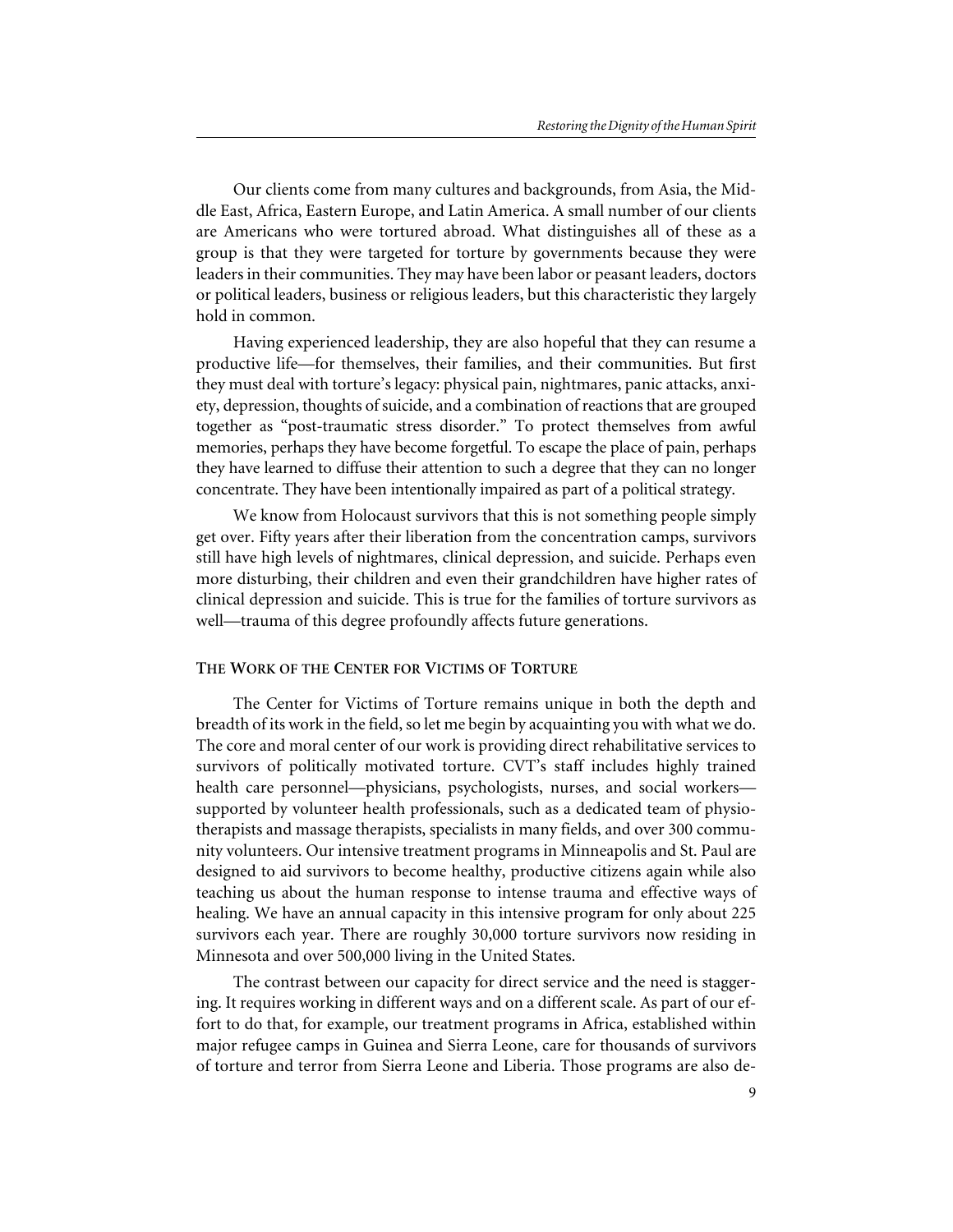Our clients come from many cultures and backgrounds, from Asia, the Middle East, Africa, Eastern Europe, and Latin America. A small number of our clients are Americans who were tortured abroad. What distinguishes all of these as a group is that they were targeted for torture by governments because they were leaders in their communities. They may have been labor or peasant leaders, doctors or political leaders, business or religious leaders, but this characteristic they largely hold in common.

Having experienced leadership, they are also hopeful that they can resume a productive life—for themselves, their families, and their communities. But first they must deal with torture's legacy: physical pain, nightmares, panic attacks, anxiety, depression, thoughts of suicide, and a combination of reactions that are grouped together as "post-traumatic stress disorder." To protect themselves from awful memories, perhaps they have become forgetful. To escape the place of pain, perhaps they have learned to diffuse their attention to such a degree that they can no longer concentrate. They have been intentionally impaired as part of a political strategy.

We know from Holocaust survivors that this is not something people simply get over. Fifty years after their liberation from the concentration camps, survivors still have high levels of nightmares, clinical depression, and suicide. Perhaps even more disturbing, their children and even their grandchildren have higher rates of clinical depression and suicide. This is true for the families of torture survivors as well—trauma of this degree profoundly affects future generations.

## The Work of the Center for Victims of Torture

The Center for Victims of Torture remains unique in both the depth and breadth of its work in the field, so let me begin by acquainting you with what we do. The core and moral center of our work is providing direct rehabilitative services to survivors of politically motivated torture. CVT's staff includes highly trained health care personnel—physicians, psychologists, nurses, and social workers—supported by volunteer health professionals, such as a dedicated team of physiotherapists and massage therapists, specialists in many fields, and over 300 community volunteers. Our intensive treatment programs in Minneapolis and St. Paul are designed to aid survivors to become healthy, productive citizens again while also teaching us about the human response to intense trauma and effective ways of healing. We have an annual capacity in this intensive program for only about 225 survivors each year. There are roughly 30,000 torture survivors now residing in Minnesota and over 500,000 living in the United States.

The contrast between our capacity for direct service and the need is staggering. It requires working in different ways and on a different scale. As part of our effort to do that, for example, our treatment programs in Africa, established within major refugee camps in Guinea and Sierra Leone, care for thousands of survivors of torture and terror from Sierra Leone and Liberia. Those programs are also de-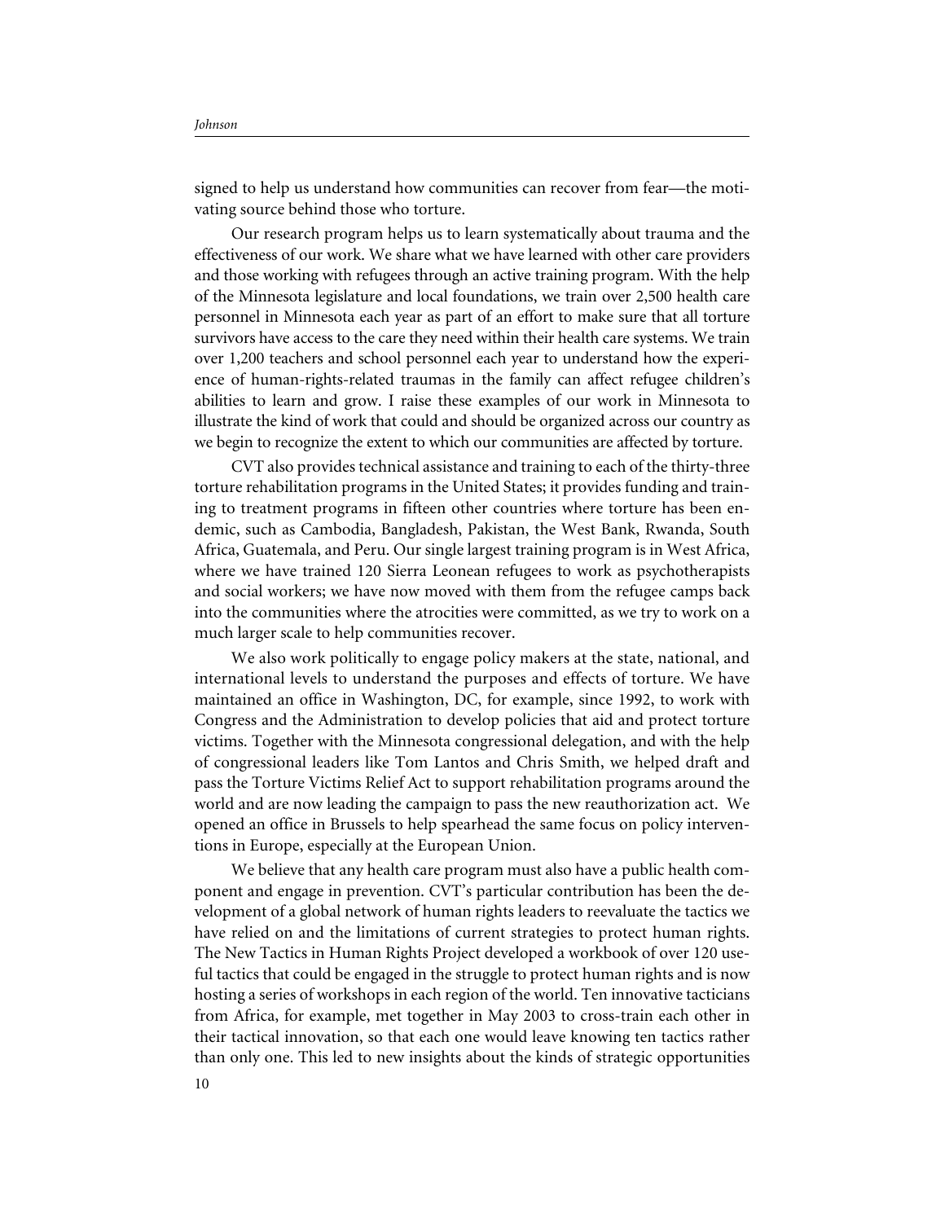signed to help us understand how communities can recover from fear—the motivating source behind those who torture.

Our research program helps us to learn systematically about trauma and the effectiveness of our work. We share what we have learned with other care providers and those working with refugees through an active training program. With the help of the Minnesota legislature and local foundations, we train over 2,500 health care personnel in Minnesota each year as part of an effort to make sure that all torture survivors have access to the care they need within their health care systems. We train over 1,200 teachers and school personnel each year to understand how the experience of human-rights-related traumas in the family can affect refugee children's abilities to learn and grow. I raise these examples of our work in Minnesota to illustrate the kind of work that could and should be organized across our country as we begin to recognize the extent to which our communities are affected by torture.

CVT also provides technical assistance and training to each of the thirty-three torture rehabilitation programs in the United States; it provides funding and training to treatment programs in fifteen other countries where torture has been endemic, such as Cambodia, Bangladesh, Pakistan, the West Bank, Rwanda, South Africa, Guatemala, and Peru. Our single largest training program is in West Africa, where we have trained 120 Sierra Leonean refugees to work as psychotherapists and social workers; we have now moved with them from the refugee camps back into the communities where the atrocities were committed, as we try to work on a much larger scale to help communities recover.

We also work politically to engage policy makers at the state, national, and international levels to understand the purposes and effects of torture. We have maintained an office in Washington, DC, for example, since 1992, to work with Congress and the Administration to develop policies that aid and protect torture victims. Together with the Minnesota congressional delegation, and with the help of congressional leaders like Tom Lantos and Chris Smith, we helped draft and pass the Torture Victims Relief Act to support rehabilitation programs around the world and are now leading the campaign to pass the new reauthorization act. We opened an office in Brussels to help spearhead the same focus on policy interventions in Europe, especially at the European Union.

We believe that any health care program must also have a public health component and engage in prevention. CVT's particular contribution has been the development of a global network of human rights leaders to reevaluate the tactics we have relied on and the limitations of current strategies to protect human rights. The New Tactics in Human Rights Project developed a workbook of over 120 useful tactics that could be engaged in the struggle to protect human rights and is now hosting a series of workshops in each region of the world. Ten innovative tacticians from Africa, for example, met together in May 2003 to cross-train each other in their tactical innovation, so that each one would leave knowing ten tactics rather than only one. This led to new insights about the kinds of strategic opportunities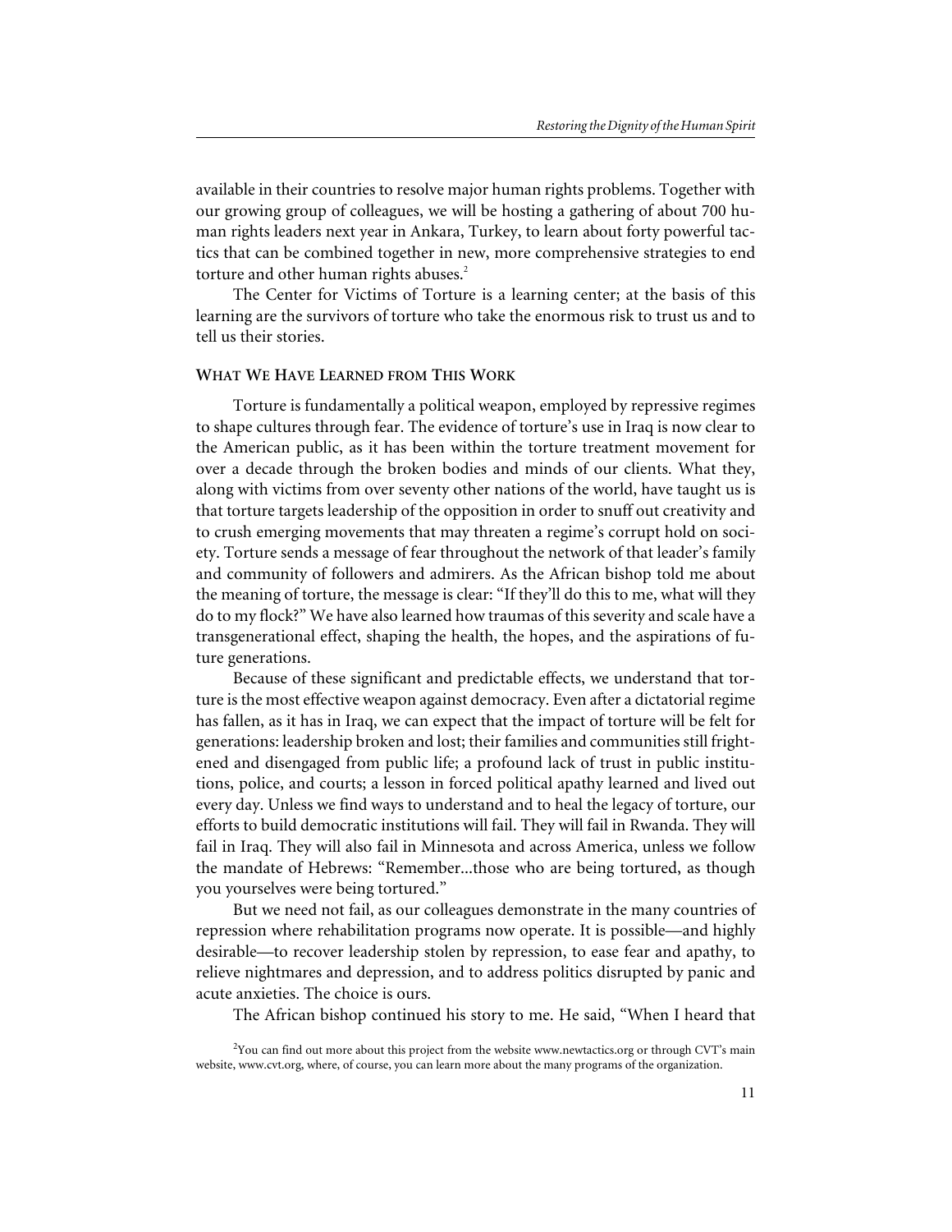available in their countries to resolve major human rights problems. Together with our growing group of colleagues, we will be hosting a gathering of about 700 human rights leaders next year in Ankara, Turkey, to learn about forty powerful tactics that can be combined together in new, more comprehensive strategies to end torture and other human rights abuses.[2]

The Center for Victims of Torture is a learning center; at the basis of this learning are the survivors of torture who take the enormous risk to trust us and to tell us their stories.

## What We Have Learned from This Work

Torture is fundamentally a political weapon, employed by repressive regimes to shape cultures through fear. The evidence of torture's use in Iraq is now clear to the American public, as it has been within the torture treatment movement for over a decade through the broken bodies and minds of our clients. What they, along with victims from over seventy other nations of the world, have taught us is that torture targets leadership of the opposition in order to snuff out creativity and to crush emerging movements that may threaten a regime's corrupt hold on society. Torture sends a message of fear throughout the network of that leader's family and community of followers and admirers. As the African bishop told me about the meaning of torture, the message is clear: "If they'll do this to me, what will they do to my flock?" We have also learned how traumas of this severity and scale have a transgenerational effect, shaping the health, the hopes, and the aspirations of future generations.

Because of these significant and predictable effects, we understand that torture is the most effective weapon against democracy. Even after a dictatorial regime has fallen, as it has in Iraq, we can expect that the impact of torture will be felt for generations: leadership broken and lost; their families and communities still frightened and disengaged from public life; a profound lack of trust in public institutions, police, and courts; a lesson in forced political apathy learned and lived out every day. Unless we find ways to understand and to heal the legacy of torture, our efforts to build democratic institutions will fail. They will fail in Rwanda. They will fail in Iraq. They will also fail in Minnesota and across America, unless we follow the mandate of Hebrews: "Remember...those who are being tortured, as though you yourselves were being tortured."

But we need not fail, as our colleagues demonstrate in the many countries of repression where rehabilitation programs now operate. It is possible—and highly desirable—to recover leadership stolen by repression, to ease fear and apathy, to relieve nightmares and depression, and to address politics disrupted by panic and acute anxieties. The choice is ours.

The African bishop continued his story to me. He said, "When I heard that

[2] You can find out more about this project from the website www.newtactics.org or through CVT's main website, www.cvt.org, where, of course, you can learn more about the many programs of the organization.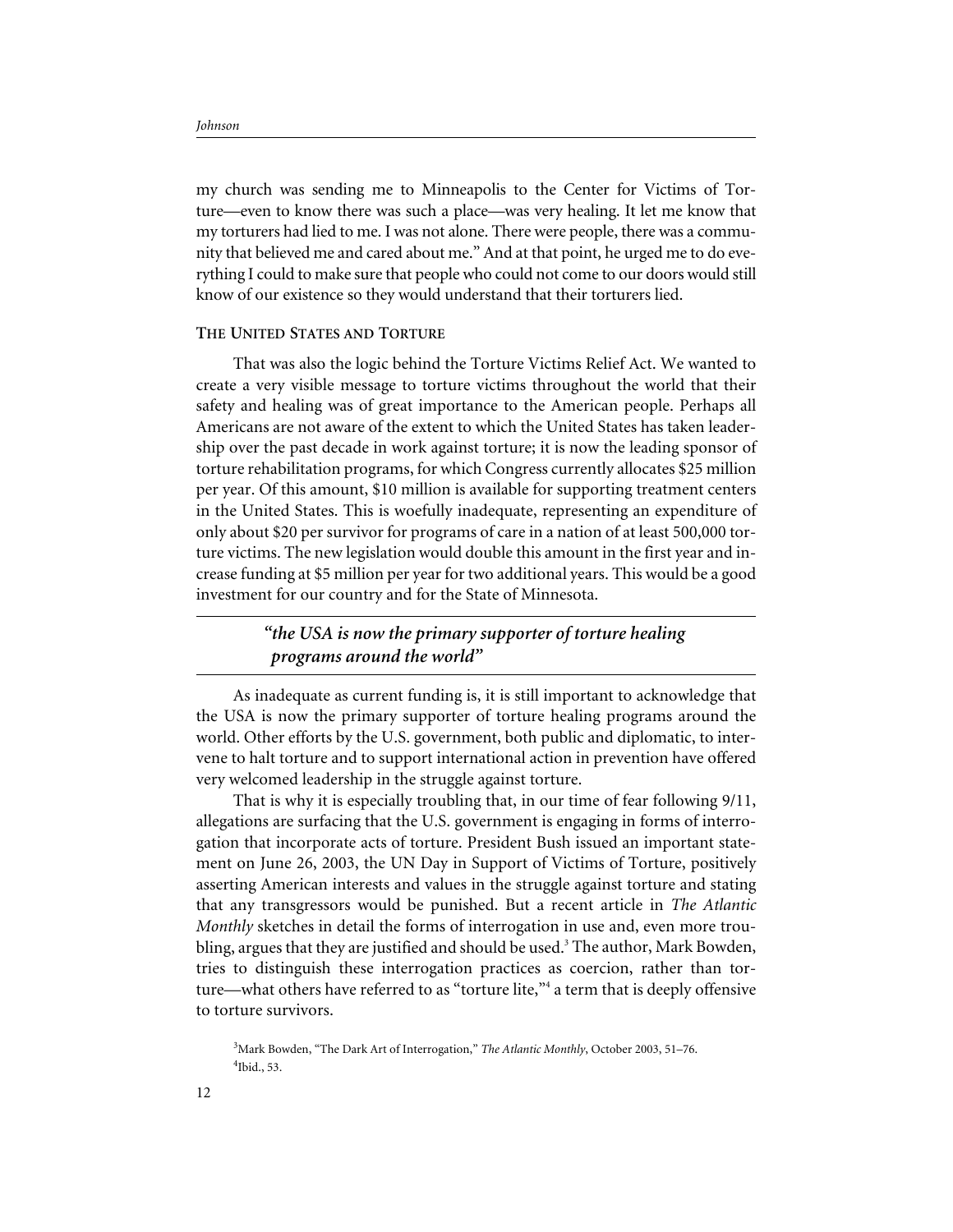my church was sending me to Minneapolis to the Center for Victims of Torture—even to know there was such a place—was very healing. It let me know that my torturers had lied to me. I was not alone. There were people, there was a community that believed me and cared about me." And at that point, he urged me to do everything I could to make sure that people who could not come to our doors would still know of our existence so they would understand that their torturers lied.

## THE UNITED STATES AND TORTURE

That was also the logic behind the Torture Victims Relief Act. We wanted to create a very visible message to torture victims throughout the world that their safety and healing was of great importance to the American people. Perhaps all Americans are not aware of the extent to which the United States has taken leadership over the past decade in work against torture; it is now the leading sponsor of torture rehabilitation programs, for which Congress currently allocates $25 million per year. Of this amount, $10 million is available for supporting treatment centers in the United States. This is woefully inadequate, representing an expenditure of only about $20 per survivor for programs of care in a nation of at least 500,000 torture victims. The new legislation would double this amount in the first year and increase funding at $5 million per year for two additional years. This would be a good investment for our country and for the State of Minnesota.

> ***"the USA is now the primary supporter of torture healing programs around the world"***

As inadequate as current funding is, it is still important to acknowledge that the USA is now the primary supporter of torture healing programs around the world. Other efforts by the U.S. government, both public and diplomatic, to intervene to halt torture and to support international action in prevention have offered very welcomed leadership in the struggle against torture.

That is why it is especially troubling that, in our time of fear following 9/11, allegations are surfacing that the U.S. government is engaging in forms of interrogation that incorporate acts of torture. President Bush issued an important statement on June 26, 2003, the UN Day in Support of Victims of Torture, positively asserting American interests and values in the struggle against torture and stating that any transgressors would be punished. But a recent article in *The Atlantic Monthly* sketches in detail the forms of interrogation in use and, even more troubling, argues that they are justified and should be used.[3] The author, Mark Bowden, tries to distinguish these interrogation practices as coercion, rather than torture—what others have referred to as "torture lite,"[4] a term that is deeply offensive to torture survivors.

[3] Mark Bowden, "The Dark Art of Interrogation," *The Atlantic Monthly*, October 2003, 51–76.
[4] Ibid., 53.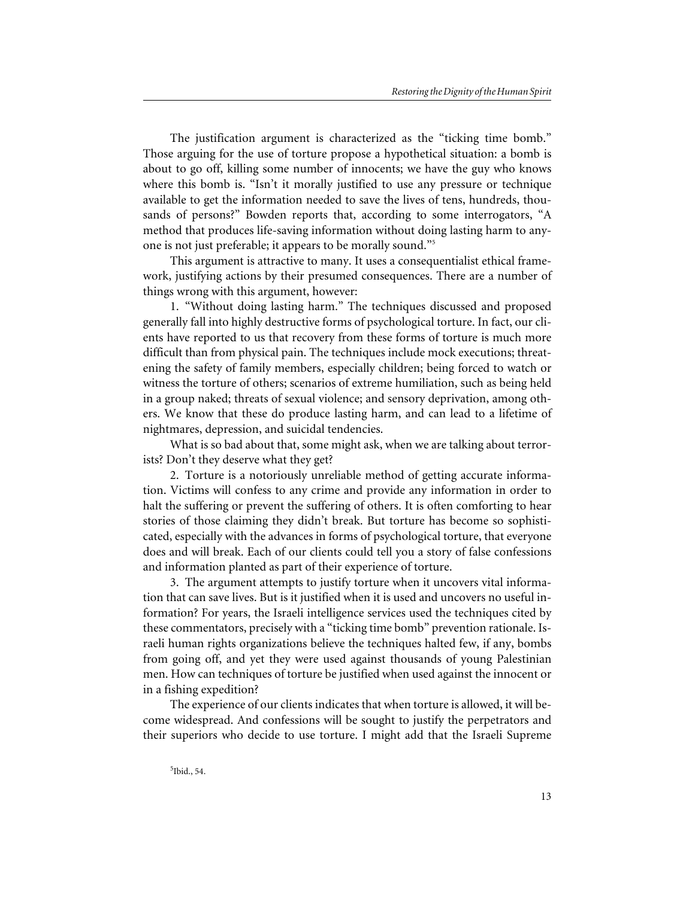The justification argument is characterized as the "ticking time bomb." Those arguing for the use of torture propose a hypothetical situation: a bomb is about to go off, killing some number of innocents; we have the guy who knows where this bomb is. "Isn't it morally justified to use any pressure or technique available to get the information needed to save the lives of tens, hundreds, thousands of persons?" Bowden reports that, according to some interrogators, "A method that produces life-saving information without doing lasting harm to anyone is not just preferable; it appears to be morally sound."[5]

This argument is attractive to many. It uses a consequentialist ethical framework, justifying actions by their presumed consequences. There are a number of things wrong with this argument, however:

1. "Without doing lasting harm." The techniques discussed and proposed generally fall into highly destructive forms of psychological torture. In fact, our clients have reported to us that recovery from these forms of torture is much more difficult than from physical pain. The techniques include mock executions; threatening the safety of family members, especially children; being forced to watch or witness the torture of others; scenarios of extreme humiliation, such as being held in a group naked; threats of sexual violence; and sensory deprivation, among others. We know that these do produce lasting harm, and can lead to a lifetime of nightmares, depression, and suicidal tendencies.

What is so bad about that, some might ask, when we are talking about terrorists? Don't they deserve what they get?

2. Torture is a notoriously unreliable method of getting accurate information. Victims will confess to any crime and provide any information in order to halt the suffering or prevent the suffering of others. It is often comforting to hear stories of those claiming they didn't break. But torture has become so sophisticated, especially with the advances in forms of psychological torture, that everyone does and will break. Each of our clients could tell you a story of false confessions and information planted as part of their experience of torture.

3. The argument attempts to justify torture when it uncovers vital information that can save lives. But is it justified when it is used and uncovers no useful information? For years, the Israeli intelligence services used the techniques cited by these commentators, precisely with a "ticking time bomb" prevention rationale. Israeli human rights organizations believe the techniques halted few, if any, bombs from going off, and yet they were used against thousands of young Palestinian men. How can techniques of torture be justified when used against the innocent or in a fishing expedition?

The experience of our clients indicates that when torture is allowed, it will become widespread. And confessions will be sought to justify the perpetrators and their superiors who decide to use torture. I might add that the Israeli Supreme

[5] Ibid., 54.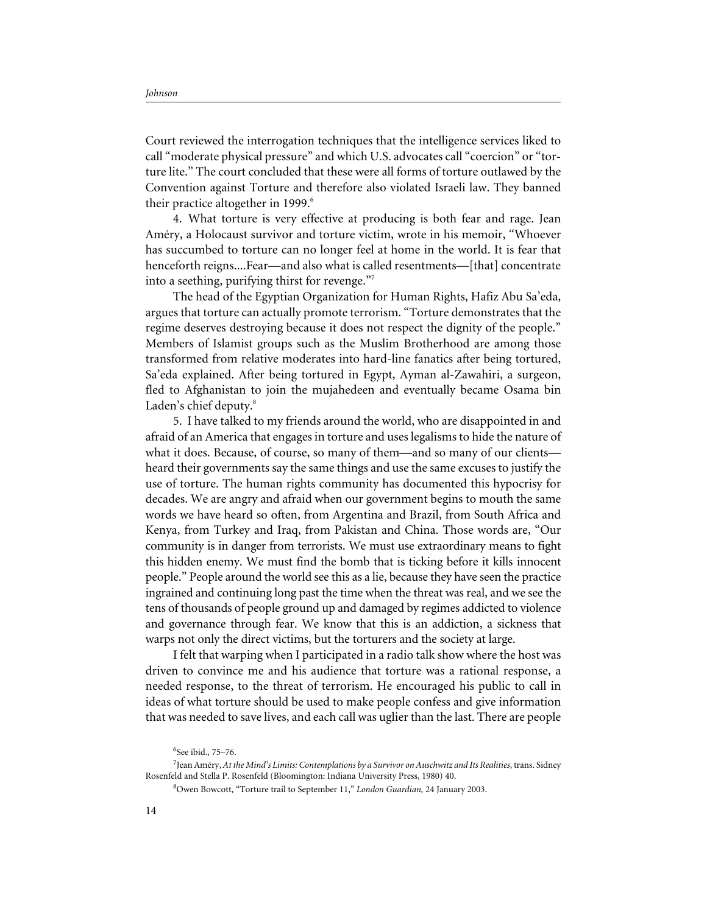Court reviewed the interrogation techniques that the intelligence services liked to call "moderate physical pressure" and which U.S. advocates call "coercion" or "torture lite." The court concluded that these were all forms of torture outlawed by the Convention against Torture and therefore also violated Israeli law. They banned their practice altogether in 1999.[6]

4. What torture is very effective at producing is both fear and rage. Jean Améry, a Holocaust survivor and torture victim, wrote in his memoir, "Whoever has succumbed to torture can no longer feel at home in the world. It is fear that henceforth reigns....Fear—and also what is called resentments—[that] concentrate into a seething, purifying thirst for revenge."[7]

The head of the Egyptian Organization for Human Rights, Hafiz Abu Sa'eda, argues that torture can actually promote terrorism. "Torture demonstrates that the regime deserves destroying because it does not respect the dignity of the people." Members of Islamist groups such as the Muslim Brotherhood are among those transformed from relative moderates into hard-line fanatics after being tortured, Sa'eda explained. After being tortured in Egypt, Ayman al-Zawahiri, a surgeon, fled to Afghanistan to join the mujahedeen and eventually became Osama bin Laden's chief deputy.[8]

5. I have talked to my friends around the world, who are disappointed in and afraid of an America that engages in torture and uses legalisms to hide the nature of what it does. Because, of course, so many of them—and so many of our clients—heard their governments say the same things and use the same excuses to justify the use of torture. The human rights community has documented this hypocrisy for decades. We are angry and afraid when our government begins to mouth the same words we have heard so often, from Argentina and Brazil, from South Africa and Kenya, from Turkey and Iraq, from Pakistan and China. Those words are, "Our community is in danger from terrorists. We must use extraordinary means to fight this hidden enemy. We must find the bomb that is ticking before it kills innocent people." People around the world see this as a lie, because they have seen the practice ingrained and continuing long past the time when the threat was real, and we see the tens of thousands of people ground up and damaged by regimes addicted to violence and governance through fear. We know that this is an addiction, a sickness that warps not only the direct victims, but the torturers and the society at large.

I felt that warping when I participated in a radio talk show where the host was driven to convince me and his audience that torture was a rational response, a needed response, to the threat of terrorism. He encouraged his public to call in ideas of what torture should be used to make people confess and give information that was needed to save lives, and each call was uglier than the last. There are people

---

[6] See ibid., 75–76.

[7] Jean Améry, *At the Mind's Limits: Contemplations by a Survivor on Auschwitz and Its Realities*, trans. Sidney Rosenfeld and Stella P. Rosenfeld (Bloomington: Indiana University Press, 1980) 40.

[8] Owen Bowcott, "Torture trail to September 11," *London Guardian,* 24 January 2003.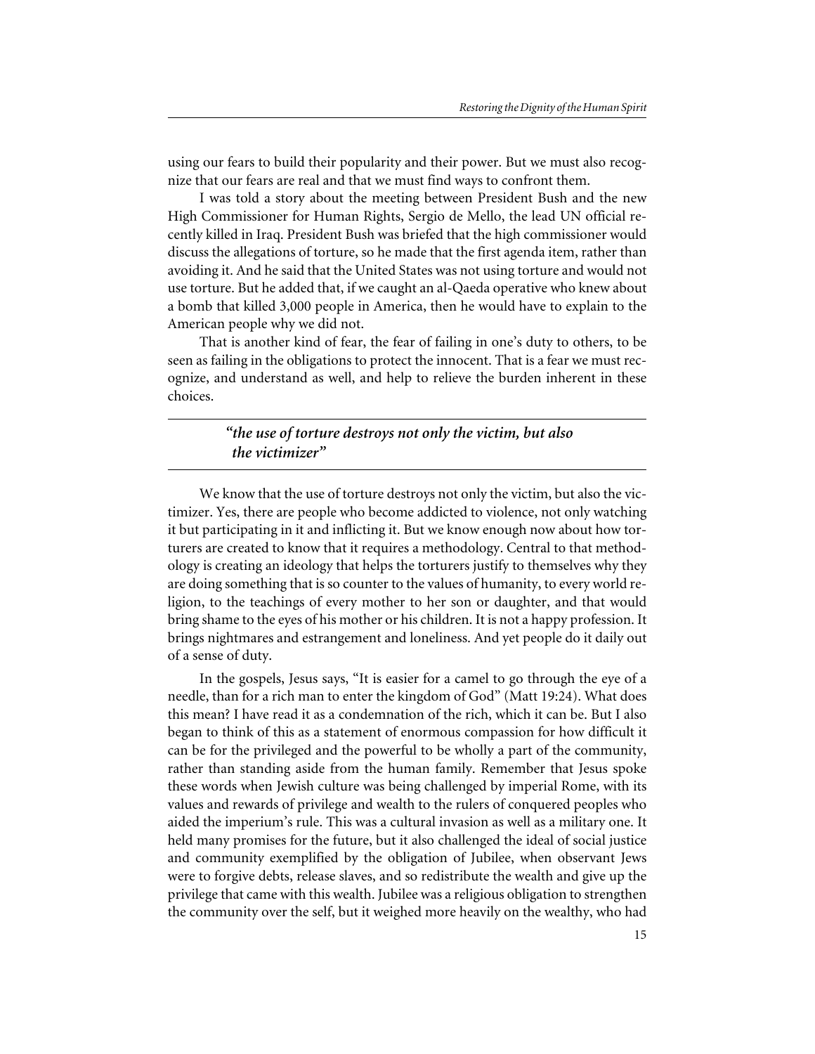using our fears to build their popularity and their power. But we must also recognize that our fears are real and that we must find ways to confront them.

I was told a story about the meeting between President Bush and the new High Commissioner for Human Rights, Sergio de Mello, the lead UN official recently killed in Iraq. President Bush was briefed that the high commissioner would discuss the allegations of torture, so he made that the first agenda item, rather than avoiding it. And he said that the United States was not using torture and would not use torture. But he added that, if we caught an al-Qaeda operative who knew about a bomb that killed 3,000 people in America, then he would have to explain to the American people why we did not.

That is another kind of fear, the fear of failing in one's duty to others, to be seen as failing in the obligations to protect the innocent. That is a fear we must recognize, and understand as well, and help to relieve the burden inherent in these choices.

> ***"the use of torture destroys not only the victim, but also the victimizer"***

We know that the use of torture destroys not only the victim, but also the victimizer. Yes, there are people who become addicted to violence, not only watching it but participating in it and inflicting it. But we know enough now about how torturers are created to know that it requires a methodology. Central to that methodology is creating an ideology that helps the torturers justify to themselves why they are doing something that is so counter to the values of humanity, to every world religion, to the teachings of every mother to her son or daughter, and that would bring shame to the eyes of his mother or his children. It is not a happy profession. It brings nightmares and estrangement and loneliness. And yet people do it daily out of a sense of duty.

In the gospels, Jesus says, "It is easier for a camel to go through the eye of a needle, than for a rich man to enter the kingdom of God" (Matt 19:24). What does this mean? I have read it as a condemnation of the rich, which it can be. But I also began to think of this as a statement of enormous compassion for how difficult it can be for the privileged and the powerful to be wholly a part of the community, rather than standing aside from the human family. Remember that Jesus spoke these words when Jewish culture was being challenged by imperial Rome, with its values and rewards of privilege and wealth to the rulers of conquered peoples who aided the imperium's rule. This was a cultural invasion as well as a military one. It held many promises for the future, but it also challenged the ideal of social justice and community exemplified by the obligation of Jubilee, when observant Jews were to forgive debts, release slaves, and so redistribute the wealth and give up the privilege that came with this wealth. Jubilee was a religious obligation to strengthen the community over the self, but it weighed more heavily on the wealthy, who had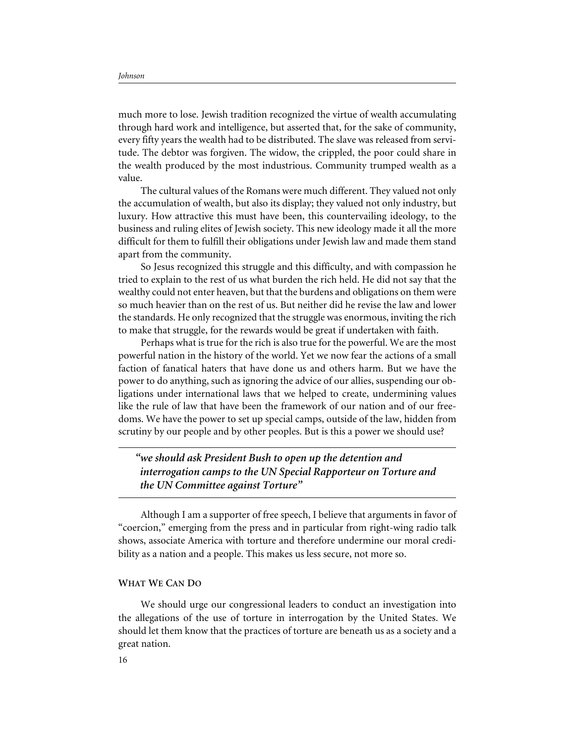much more to lose. Jewish tradition recognized the virtue of wealth accumulating through hard work and intelligence, but asserted that, for the sake of community, every fifty years the wealth had to be distributed. The slave was released from servitude. The debtor was forgiven. The widow, the crippled, the poor could share in the wealth produced by the most industrious. Community trumped wealth as a value.

The cultural values of the Romans were much different. They valued not only the accumulation of wealth, but also its display; they valued not only industry, but luxury. How attractive this must have been, this countervailing ideology, to the business and ruling elites of Jewish society. This new ideology made it all the more difficult for them to fulfill their obligations under Jewish law and made them stand apart from the community.

So Jesus recognized this struggle and this difficulty, and with compassion he tried to explain to the rest of us what burden the rich held. He did not say that the wealthy could not enter heaven, but that the burdens and obligations on them were so much heavier than on the rest of us. But neither did he revise the law and lower the standards. He only recognized that the struggle was enormous, inviting the rich to make that struggle, for the rewards would be great if undertaken with faith.

Perhaps what is true for the rich is also true for the powerful. We are the most powerful nation in the history of the world. Yet we now fear the actions of a small faction of fanatical haters that have done us and others harm. But we have the power to do anything, such as ignoring the advice of our allies, suspending our obligations under international laws that we helped to create, undermining values like the rule of law that have been the framework of our nation and of our freedoms. We have the power to set up special camps, outside of the law, hidden from scrutiny by our people and by other peoples. But is this a power we should use?

> ***"we should ask President Bush to open up the detention and interrogation camps to the UN Special Rapporteur on Torture and the UN Committee against Torture"***

Although I am a supporter of free speech, I believe that arguments in favor of "coercion," emerging from the press and in particular from right-wing radio talk shows, associate America with torture and therefore undermine our moral credibility as a nation and a people. This makes us less secure, not more so.

## What We Can Do

We should urge our congressional leaders to conduct an investigation into the allegations of the use of torture in interrogation by the United States. We should let them know that the practices of torture are beneath us as a society and a great nation.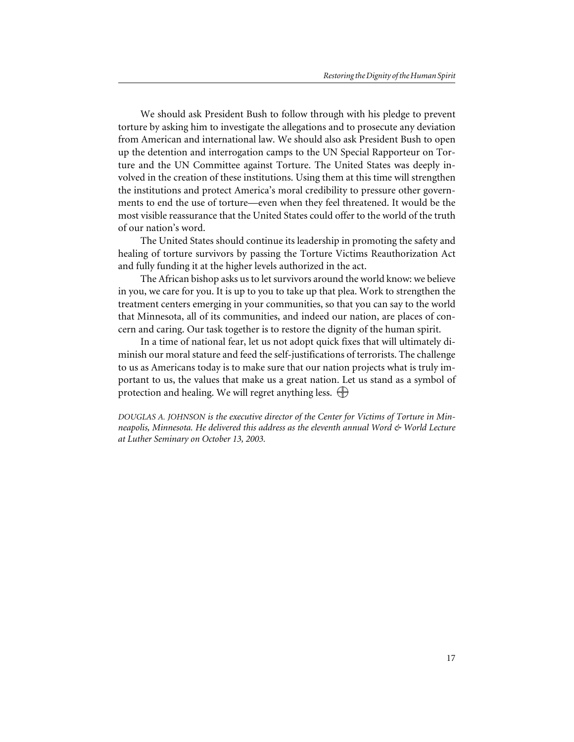We should ask President Bush to follow through with his pledge to prevent torture by asking him to investigate the allegations and to prosecute any deviation from American and international law. We should also ask President Bush to open up the detention and interrogation camps to the UN Special Rapporteur on Torture and the UN Committee against Torture. The United States was deeply involved in the creation of these institutions. Using them at this time will strengthen the institutions and protect America's moral credibility to pressure other governments to end the use of torture—even when they feel threatened. It would be the most visible reassurance that the United States could offer to the world of the truth of our nation's word.

The United States should continue its leadership in promoting the safety and healing of torture survivors by passing the Torture Victims Reauthorization Act and fully funding it at the higher levels authorized in the act.

The African bishop asks us to let survivors around the world know: we believe in you, we care for you. It is up to you to take up that plea. Work to strengthen the treatment centers emerging in your communities, so that you can say to the world that Minnesota, all of its communities, and indeed our nation, are places of concern and caring. Our task together is to restore the dignity of the human spirit.

In a time of national fear, let us not adopt quick fixes that will ultimately diminish our moral stature and feed the self-justifications of terrorists. The challenge to us as Americans today is to make sure that our nation projects what is truly important to us, the values that make us a great nation. Let us stand as a symbol of protection and healing. We will regret anything less.

*DOUGLAS A. JOHNSON is the executive director of the Center for Victims of Torture in Minneapolis, Minnesota. He delivered this address as the eleventh annual Word & World Lecture at Luther Seminary on October 13, 2003.*